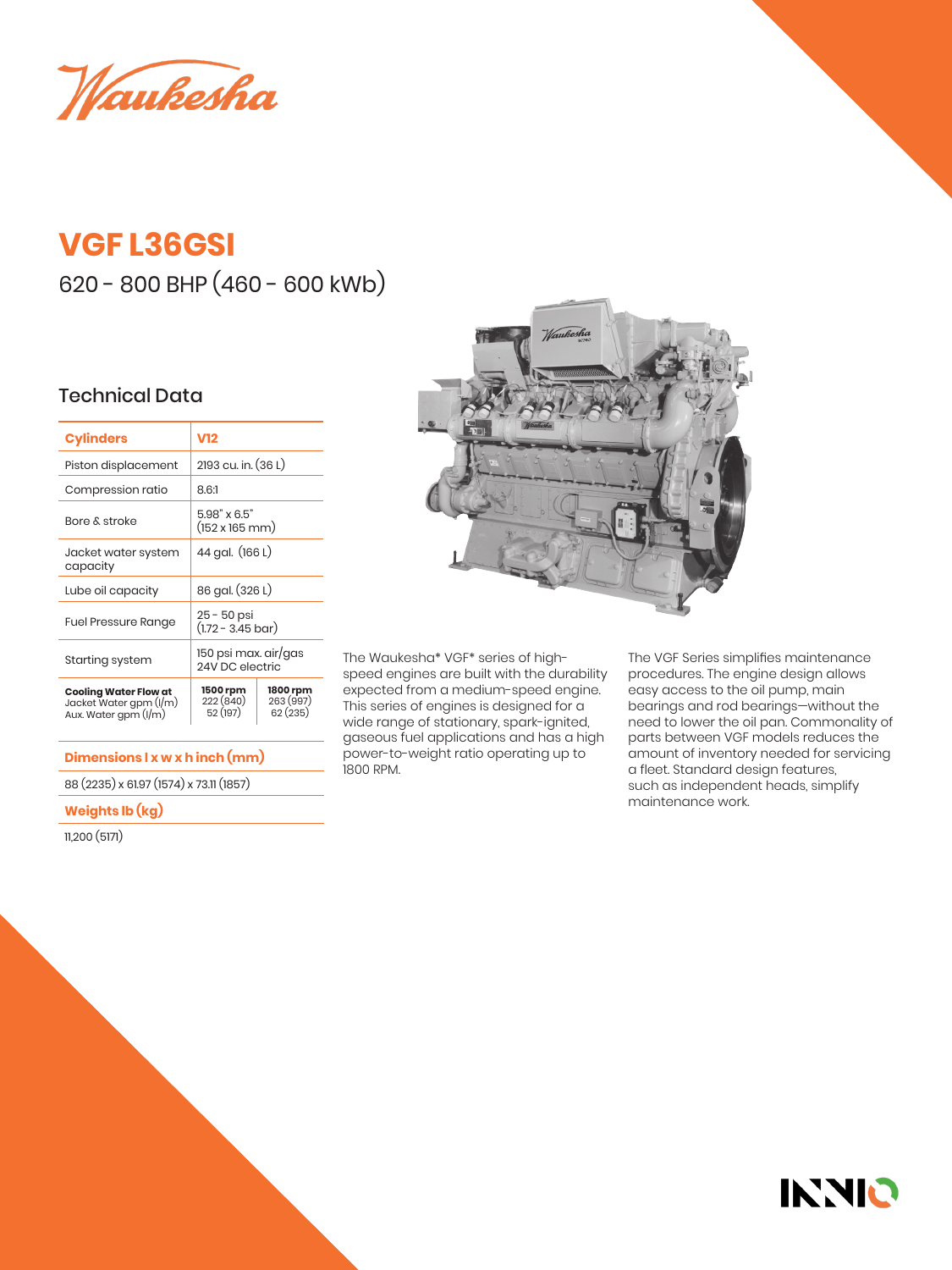Waukesha

# VGF L36GSI

620 - 800 BHP (460 - 600 kWb)

## Technical Data

| Cylinders | V12 | |
|---|---|---|
| Piston displacement | 2193 cu. in. (36 L) | |
| Compression ratio | 8.6:1 | |
| Bore & stroke | 5.98" x 6.5" (152 x 165 mm) | |
| Jacket water system capacity | 44 gal. (166 L) | |
| Lube oil capacity | 86 gal. (326 L) | |
| Fuel Pressure Range | 25 - 50 psi (1.72 - 3.45 bar) | |
| Starting system | 150 psi max. air/gas 24V DC electric | |
| **Cooling Water Flow at** | **1500 rpm** | **1800 rpm** |
| Jacket Water gpm (l/m) | 222 (840) | 263 (997) |
| Aux. Water gpm (l/m) | 52 (197) | 62 (235) |

**Dimensions l x w x h inch (mm)**

88 (2235) x 61.97 (1574) x 73.11 (1857)

**Weights lb (kg)**

11,200 (5171)

The Waukesha* VGF* series of high-speed engines are built with the durability expected from a medium-speed engine. This series of engines is designed for a wide range of stationary, spark-ignited, gaseous fuel applications and has a high power-to-weight ratio operating up to 1800 RPM.

The VGF Series simplifies maintenance procedures. The engine design allows easy access to the oil pump, main bearings and rod bearings—without the need to lower the oil pan. Commonality of parts between VGF models reduces the amount of inventory needed for servicing a fleet. Standard design features, such as independent heads, simplify maintenance work.

INNIO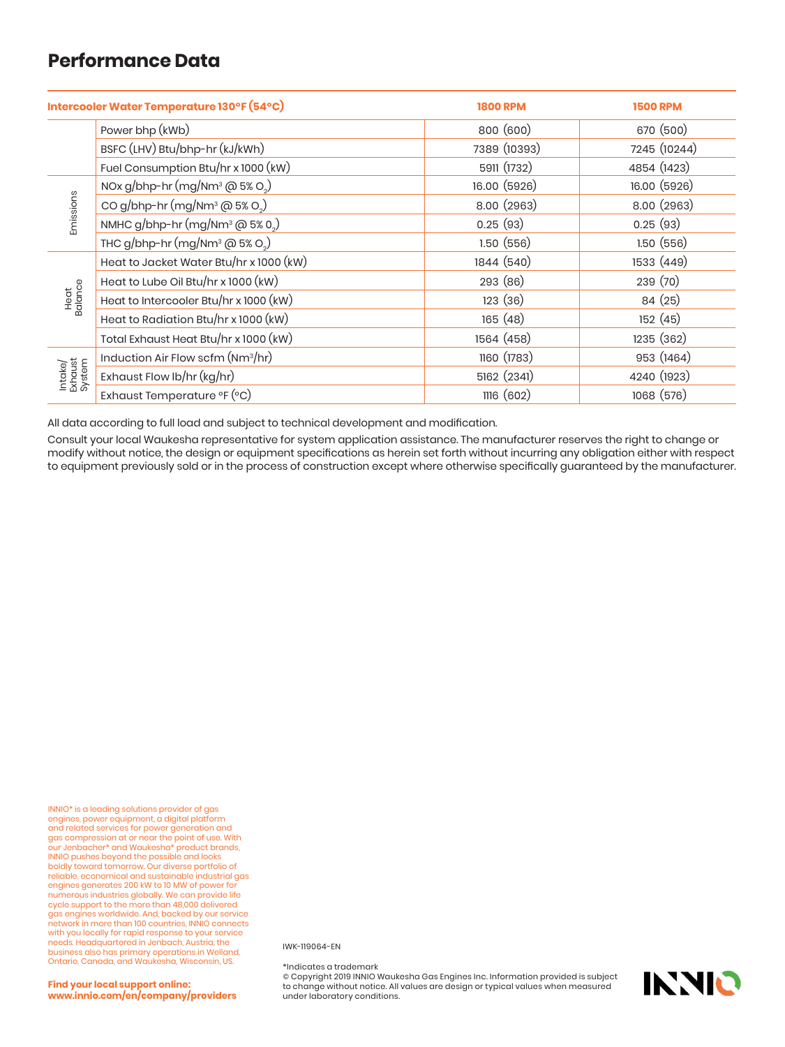## Performance Data

| Intercooler Water Temperature 130°F (54°C) | | 1800 RPM | 1500 RPM |
|---|---|---|---|
| | Power bhp (kWb) | 800 (600) | 670 (500) |
| | BSFC (LHV) Btu/bhp-hr (kJ/kWh) | 7389 (10393) | 7245 (10244) |
| | Fuel Consumption Btu/hr x 1000 (kW) | 5911 (1732) | 4854 (1423) |
| Emissions | NOx g/bhp-hr (mg/Nm³ @ 5% $O_2$) | 16.00 (5926) | 16.00 (5926) |
| | CO g/bhp-hr (mg/Nm³ @ 5% $O_2$) | 8.00 (2963) | 8.00 (2963) |
| | NMHC g/bhp-hr (mg/Nm³ @ 5% $0_2$) | 0.25 (93) | 0.25 (93) |
| | THC g/bhp-hr (mg/Nm³ @ 5% $O_2$) | 1.50 (556) | 1.50 (556) |
| Heat Balance | Heat to Jacket Water Btu/hr x 1000 (kW) | 1844 (540) | 1533 (449) |
| | Heat to Lube Oil Btu/hr x 1000 (kW) | 293 (86) | 239 (70) |
| | Heat to Intercooler Btu/hr x 1000 (kW) | 123 (36) | 84 (25) |
| | Heat to Radiation Btu/hr x 1000 (kW) | 165 (48) | 152 (45) |
| | Total Exhaust Heat Btu/hr x 1000 (kW) | 1564 (458) | 1235 (362) |
| Intake/ Exhaust System | Induction Air Flow scfm (Nm³/hr) | 1160 (1783) | 953 (1464) |
| | Exhaust Flow lb/hr (kg/hr) | 5162 (2341) | 4240 (1923) |
| | Exhaust Temperature °F (°C) | 1116 (602) | 1068 (576) |

All data according to full load and subject to technical development and modification.

Consult your local Waukesha representative for system application assistance. The manufacturer reserves the right to change or modify without notice, the design or equipment specifications as herein set forth without incurring any obligation either with respect to equipment previously sold or in the process of construction except where otherwise specifically guaranteed by the manufacturer.

INNIO* is a leading solutions provider of gas engines, power equipment, a digital platform and related services for power generation and gas compression at or near the point of use. With our Jenbacher* and Waukesha* product brands, INNIO pushes beyond the possible and looks boldly toward tomorrow. Our diverse portfolio of reliable, economical and sustainable industrial gas engines generates 200 kW to 10 MW of power for numerous industries globally. We can provide life cycle support to the more than 48,000 delivered gas engines worldwide. And, backed by our service network in more than 100 countries, INNIO connects with you locally for rapid response to your service needs. Headquartered in Jenbach, Austria, the business also has primary operations in Welland, Ontario, Canada, and Waukesha, Wisconsin, US.

**Find your local support online:**
**www.innio.com/en/company/providers**

IWK-119064-EN

*Indicates a trademark
© Copyright 2019 INNIO Waukesha Gas Engines Inc. Information provided is subject to change without notice. All values are design or typical values when measured under laboratory conditions.

INNIO